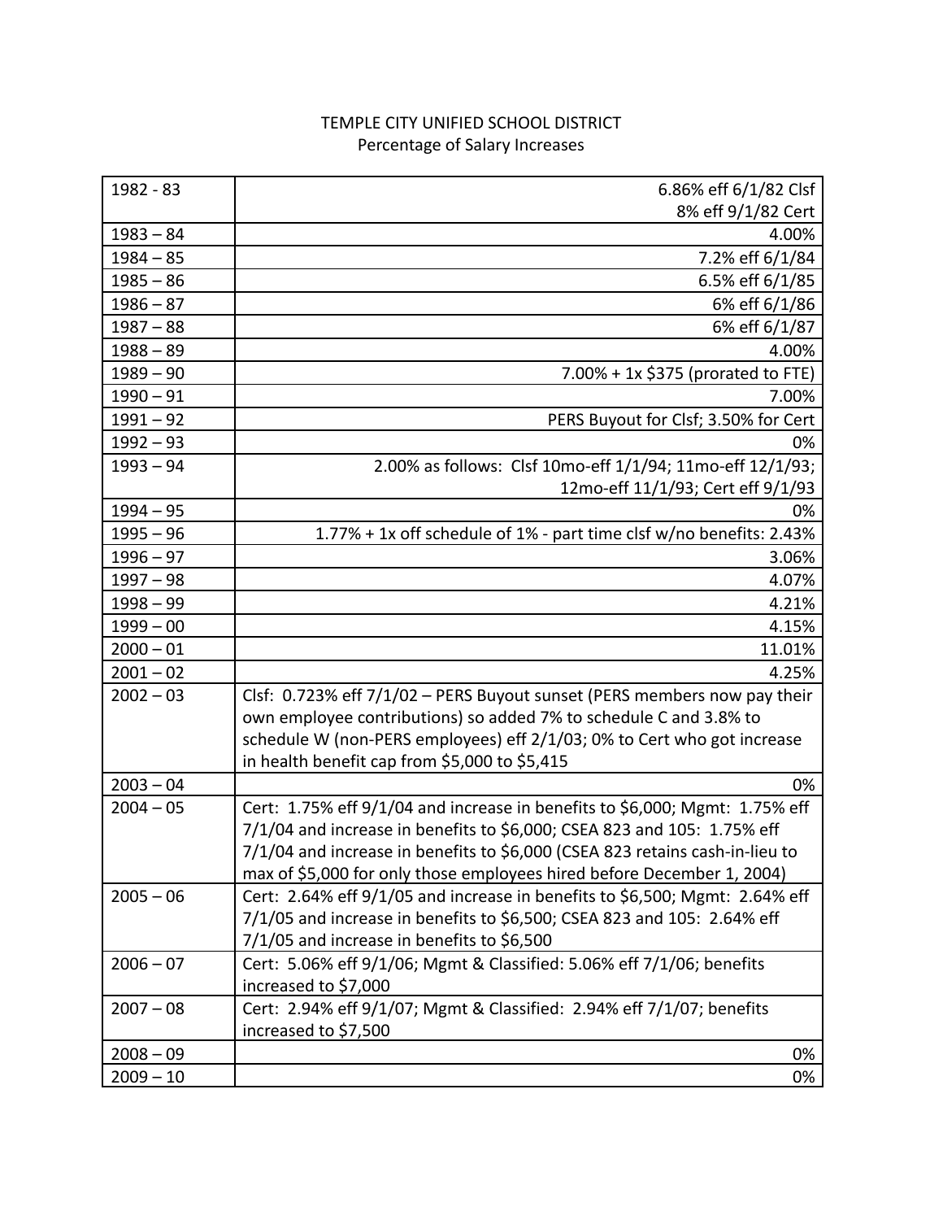TEMPLE CITY UNIFIED SCHOOL DISTRICT
Percentage of Salary Increases

| | |
|---|---|
| 1982 - 83 | 6.86% eff 6/1/82 Clsf<br>8% eff 9/1/82 Cert |
| 1983 – 84 | 4.00% |
| 1984 – 85 | 7.2% eff 6/1/84 |
| 1985 – 86 | 6.5% eff 6/1/85 |
| 1986 – 87 | 6% eff 6/1/86 |
| 1987 – 88 | 6% eff 6/1/87 |
| 1988 – 89 | 4.00% |
| 1989 – 90 | 7.00% + 1x $375 (prorated to FTE) |
| 1990 – 91 | 7.00% |
| 1991 – 92 | PERS Buyout for Clsf; 3.50% for Cert |
| 1992 – 93 | 0% |
| 1993 – 94 | 2.00% as follows: Clsf 10mo-eff 1/1/94; 11mo-eff 12/1/93; 12mo-eff 11/1/93; Cert eff 9/1/93 |
| 1994 – 95 | 0% |
| 1995 – 96 | 1.77% + 1x off schedule of 1% - part time clsf w/no benefits: 2.43% |
| 1996 – 97 | 3.06% |
| 1997 – 98 | 4.07% |
| 1998 – 99 | 4.21% |
| 1999 – 00 | 4.15% |
| 2000 – 01 | 11.01% |
| 2001 – 02 | 4.25% |
| 2002 – 03 | Clsf: 0.723% eff 7/1/02 – PERS Buyout sunset (PERS members now pay their own employee contributions) so added 7% to schedule C and 3.8% to schedule W (non-PERS employees) eff 2/1/03; 0% to Cert who got increase in health benefit cap from $5,000 to $5,415 |
| 2003 – 04 | 0% |
| 2004 – 05 | Cert: 1.75% eff 9/1/04 and increase in benefits to $6,000; Mgmt: 1.75% eff 7/1/04 and increase in benefits to $6,000; CSEA 823 and 105: 1.75% eff 7/1/04 and increase in benefits to $6,000 (CSEA 823 retains cash-in-lieu to max of $5,000 for only those employees hired before December 1, 2004) |
| 2005 – 06 | Cert: 2.64% eff 9/1/05 and increase in benefits to $6,500; Mgmt: 2.64% eff 7/1/05 and increase in benefits to $6,500; CSEA 823 and 105: 2.64% eff 7/1/05 and increase in benefits to $6,500 |
| 2006 – 07 | Cert: 5.06% eff 9/1/06; Mgmt & Classified: 5.06% eff 7/1/06; benefits increased to $7,000 |
| 2007 – 08 | Cert: 2.94% eff 9/1/07; Mgmt & Classified: 2.94% eff 7/1/07; benefits increased to $7,500 |
| 2008 – 09 | 0% |
| 2009 – 10 | 0% |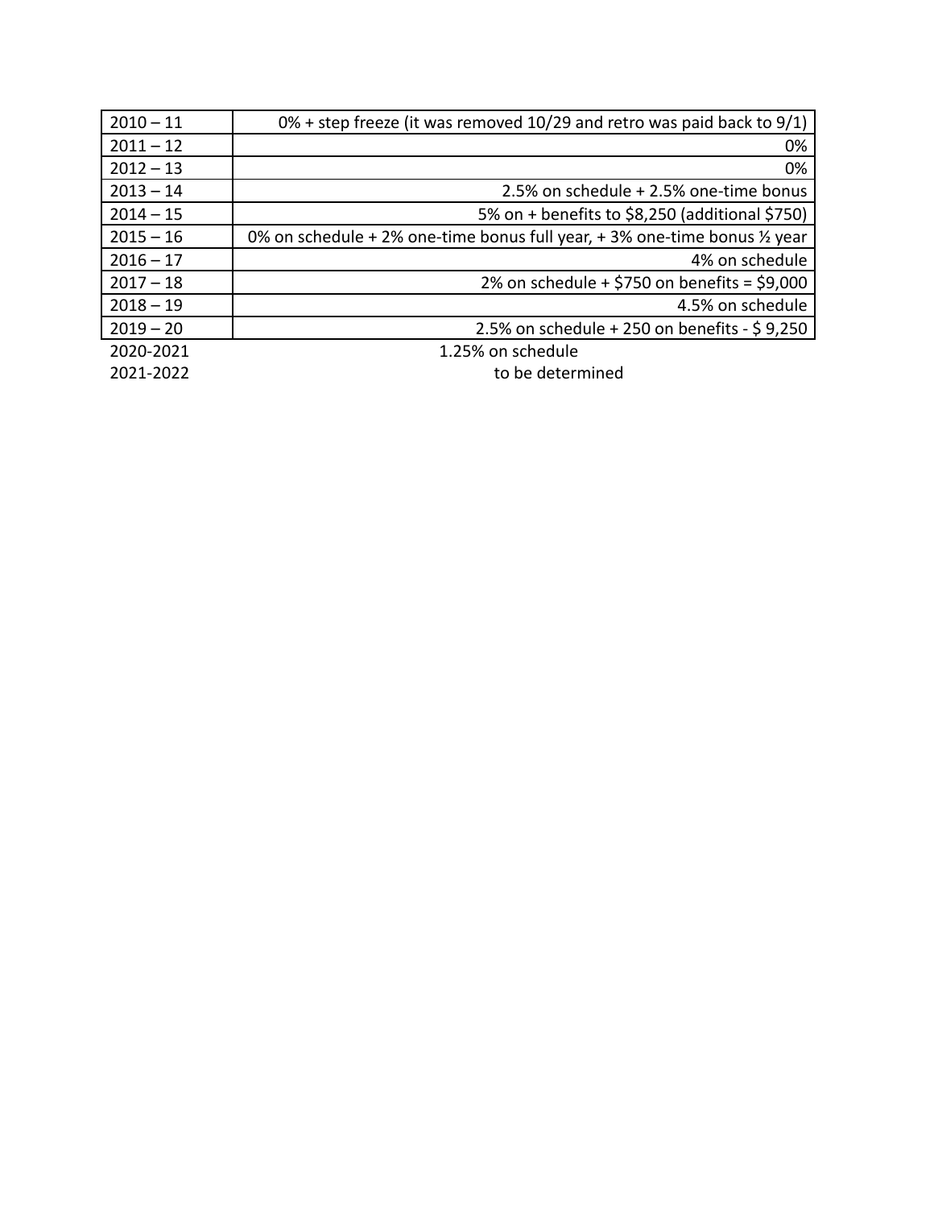| | |
|---|---|
| 2010 – 11 | 0% + step freeze (it was removed 10/29 and retro was paid back to 9/1) |
| 2011 – 12 | 0% |
| 2012 – 13 | 0% |
| 2013 – 14 | 2.5% on schedule + 2.5% one-time bonus |
| 2014 – 15 | 5% on + benefits to $8,250 (additional $750) |
| 2015 – 16 | 0% on schedule + 2% one-time bonus full year, + 3% one-time bonus ½ year |
| 2016 – 17 | 4% on schedule |
| 2017 – 18 | 2% on schedule + $750 on benefits = $9,000 |
| 2018 – 19 | 4.5% on schedule |
| 2019 – 20 | 2.5% on schedule + 250 on benefits - $ 9,250 |
| 2020-2021 | 1.25% on schedule |
| 2021-2022 | to be determined |